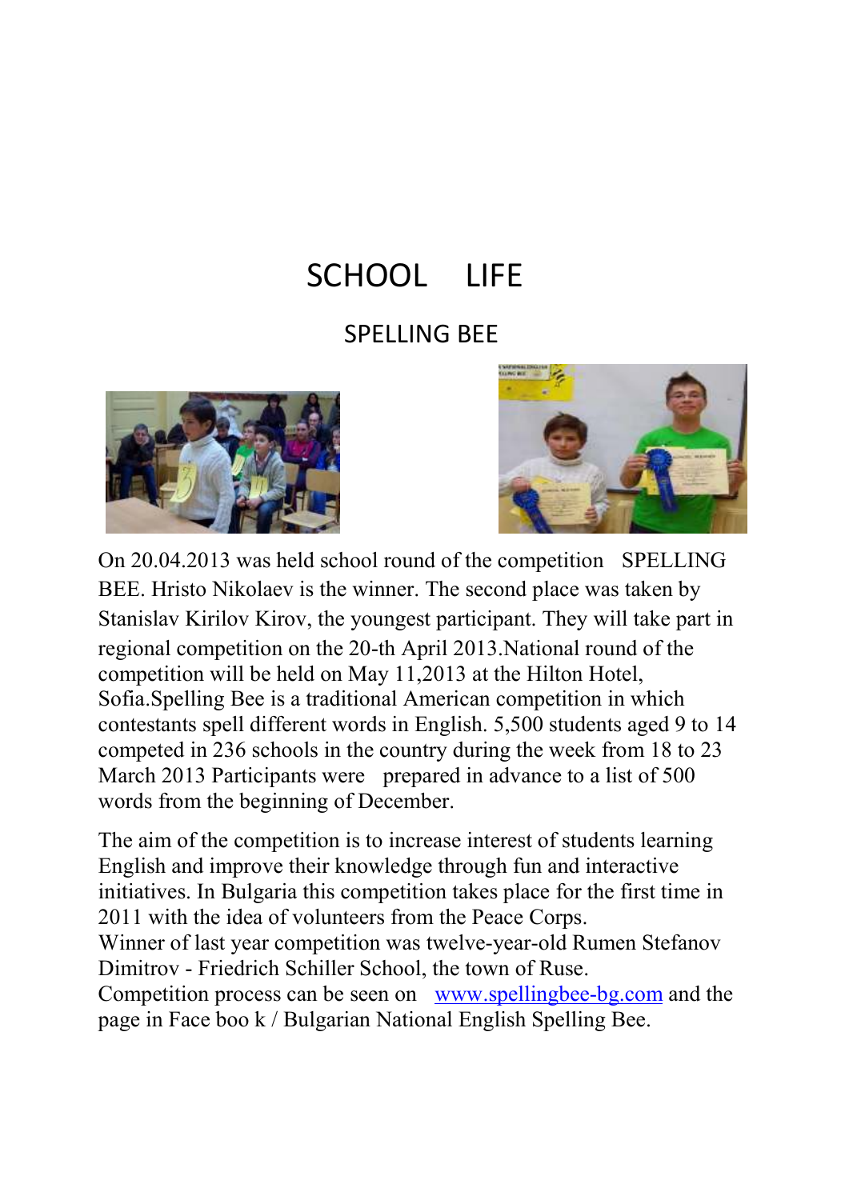# SCHOOL LIFE

## SPELLING BEE

On 20.04.2013 was held school round of the competition SPELLING BEE. Hristo Nikolaev is the winner. The second place was taken by Stanislav Kirilov Kirov, the youngest participant. They will take part in regional competition on the 20-th April 2013.National round of the competition will be held on May 11,2013 at the Hilton Hotel, Sofia.Spelling Bee is a traditional American competition in which contestants spell different words in English. 5,500 students aged 9 to 14 competed in 236 schools in the country during the week from 18 to 23 March 2013 Participants were prepared in advance to a list of 500 words from the beginning of December.

The aim of the competition is to increase interest of students learning English and improve their knowledge through fun and interactive initiatives. In Bulgaria this competition takes place for the first time in 2011 with the idea of volunteers from the Peace Corps.
Winner of last year competition was twelve-year-old Rumen Stefanov Dimitrov - Friedrich Schiller School, the town of Ruse.
Competition process can be seen on [www.spellingbee-bg.com](http://www.spellingbee-bg.com) and the page in Face boo k / Bulgarian National English Spelling Bee.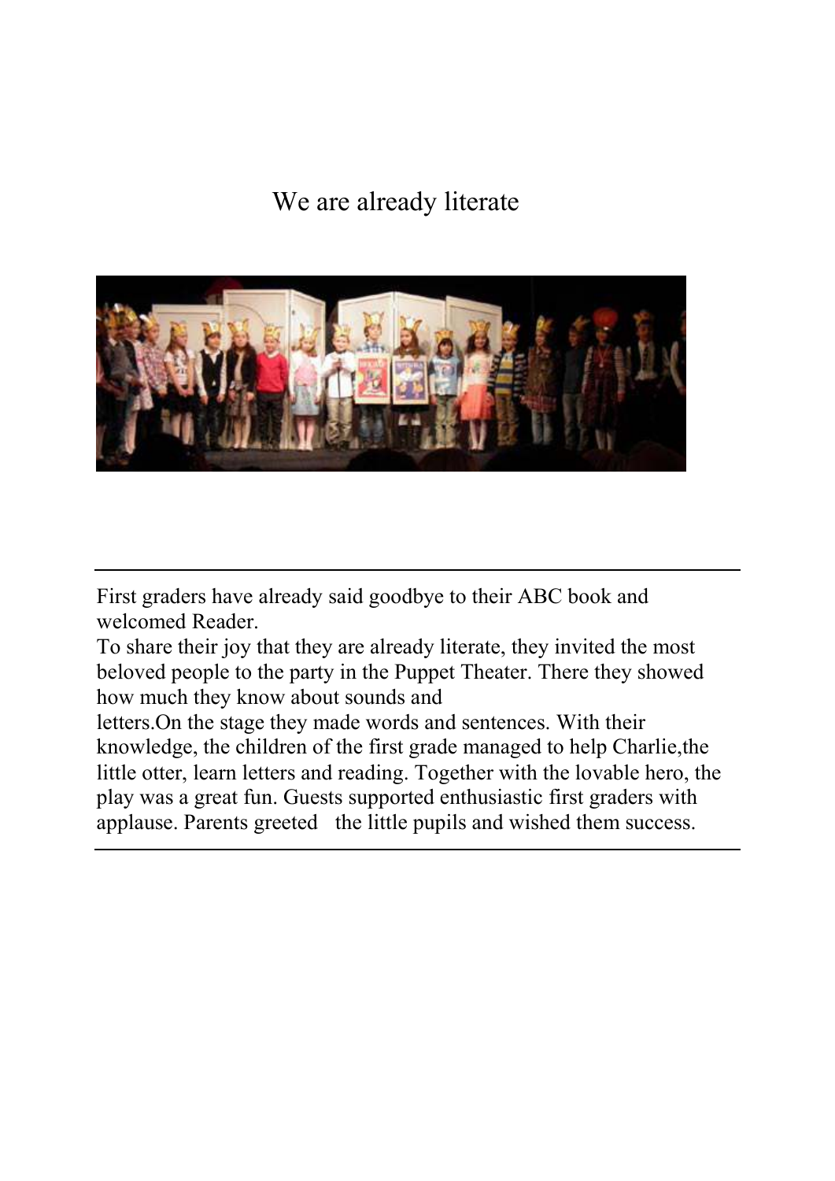# We are already literate

First graders have already said goodbye to their ABC book and welcomed Reader.
To share their joy that they are already literate, they invited the most beloved people to the party in the Puppet Theater. There they showed how much they know about sounds and letters.On the stage they made words and sentences. With their knowledge, the children of the first grade managed to help Charlie,the little otter, learn letters and reading. Together with the lovable hero, the play was a great fun. Guests supported enthusiastic first graders with applause. Parents greeted the little pupils and wished them success.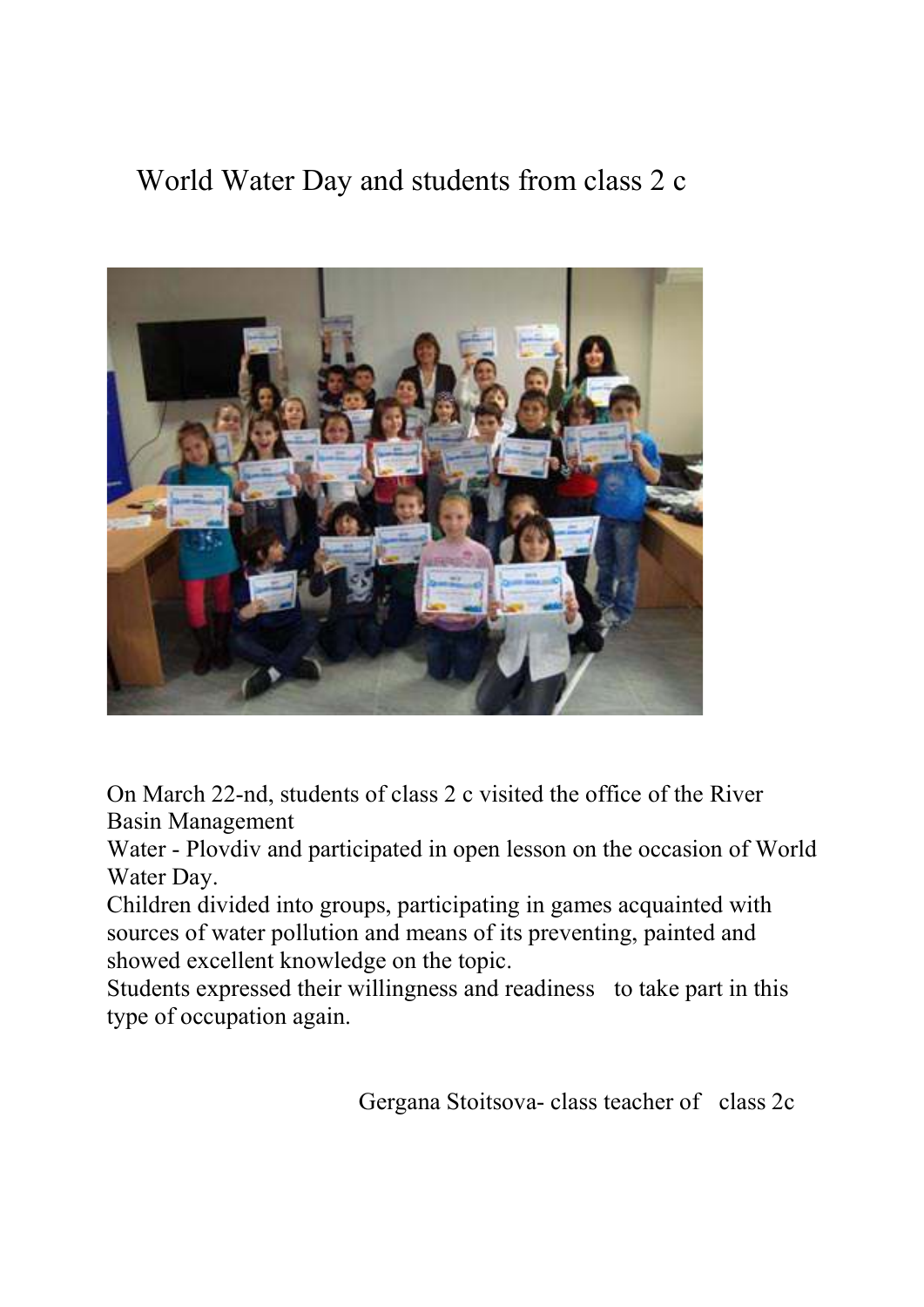# World Water Day and students from class 2 c

On March 22-nd, students of class 2 c visited the office of the River Basin Management Water - Plovdiv and participated in open lesson on the occasion of World Water Day.

Children divided into groups, participating in games acquainted with sources of water pollution and means of its preventing, painted and showed excellent knowledge on the topic.

Students expressed their willingness and readiness to take part in this type of occupation again.

Gergana Stoitsova- class teacher of class 2c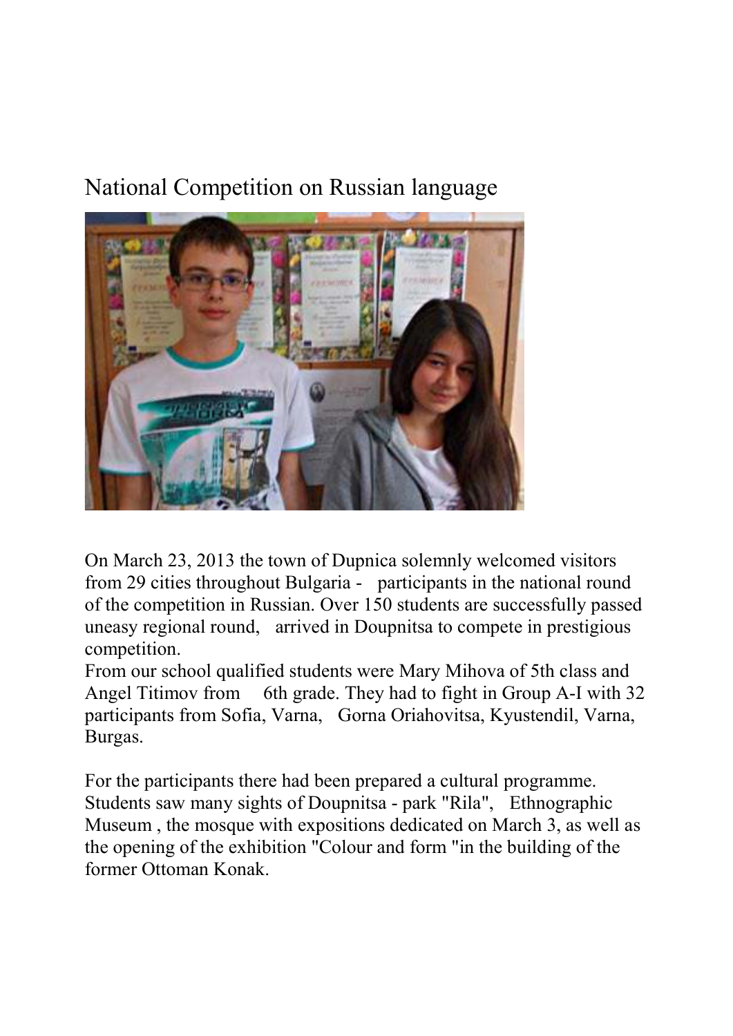# National Competition on Russian language

On March 23, 2013 the town of Dupnica solemnly welcomed visitors from 29 cities throughout Bulgaria - participants in the national round of the competition in Russian. Over 150 students are successfully passed uneasy regional round, arrived in Doupnitsa to compete in prestigious competition.

From our school qualified students were Mary Mihova of 5th class and Angel Titimov from 6th grade. They had to fight in Group A-I with 32 participants from Sofia, Varna, Gorna Oriahovitsa, Kyustendil, Varna, Burgas.

For the participants there had been prepared a cultural programme. Students saw many sights of Doupnitsa - park "Rila", Ethnographic Museum , the mosque with expositions dedicated on March 3, as well as the opening of the exhibition "Colour and form "in the building of the former Ottoman Konak.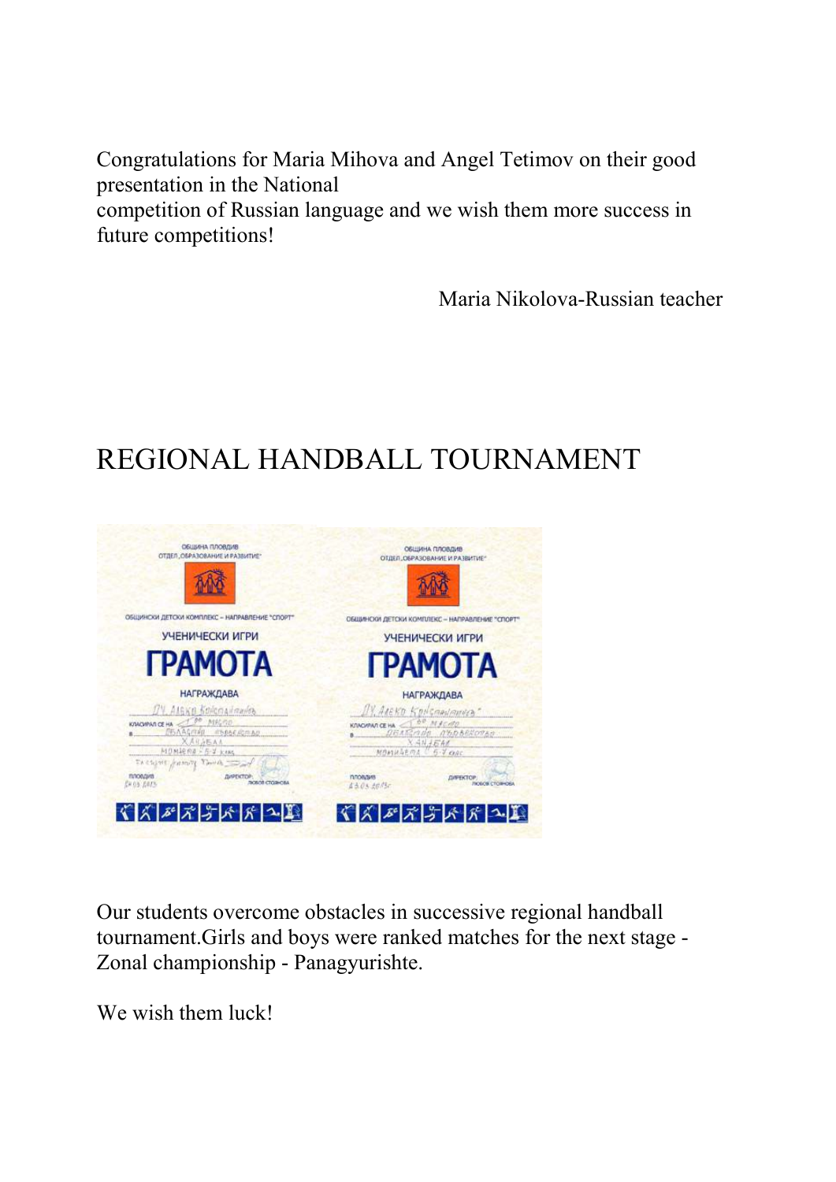Congratulations for Maria Mihova and Angel Tetimov on their good presentation in the National competition of Russian language and we wish them more success in future competitions!

Maria Nikolova-Russian teacher

# REGIONAL HANDBALL TOURNAMENT

Our students overcome obstacles in successive regional handball tournament.Girls and boys were ranked matches for the next stage - Zonal championship - Panagyurishte.

We wish them luck!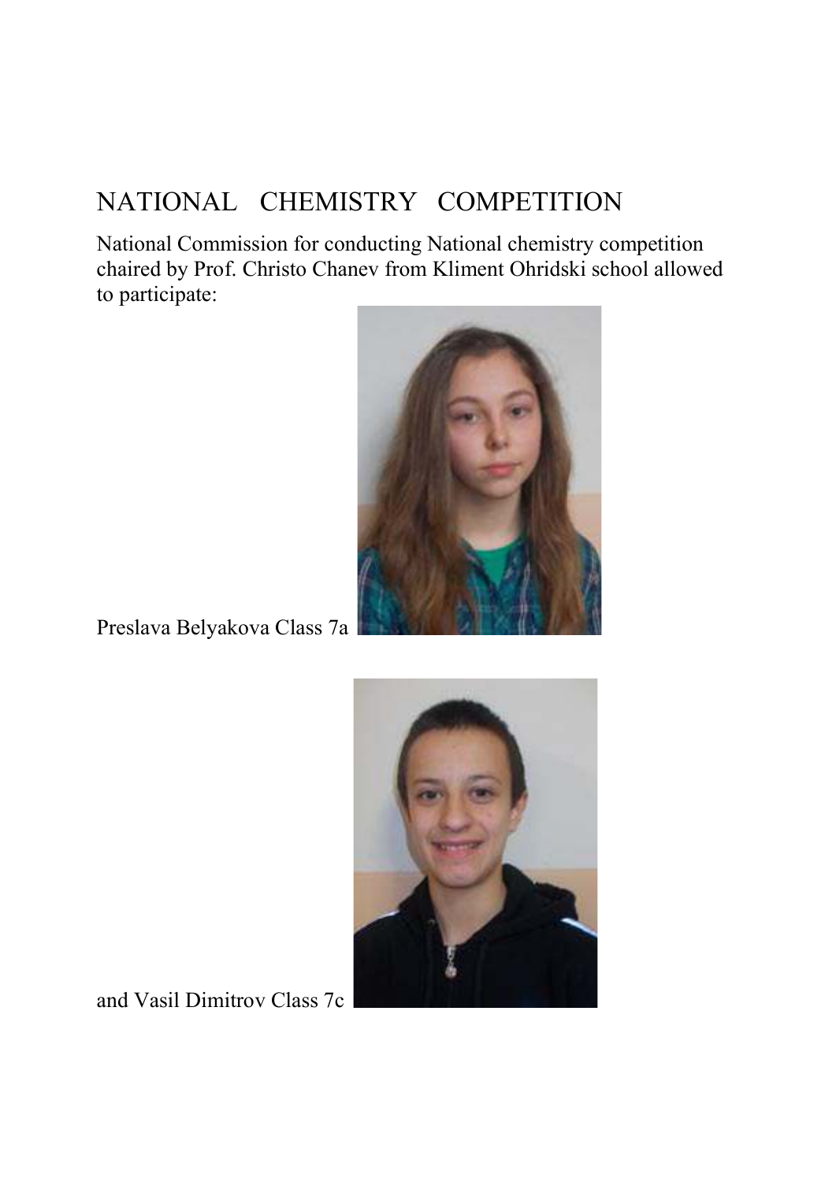# NATIONAL CHEMISTRY COMPETITION

National Commission for conducting National chemistry competition chaired by Prof. Christo Chanev from Kliment Ohridski school allowed to participate:

Preslava Belyakova Class 7a

and Vasil Dimitrov Class 7c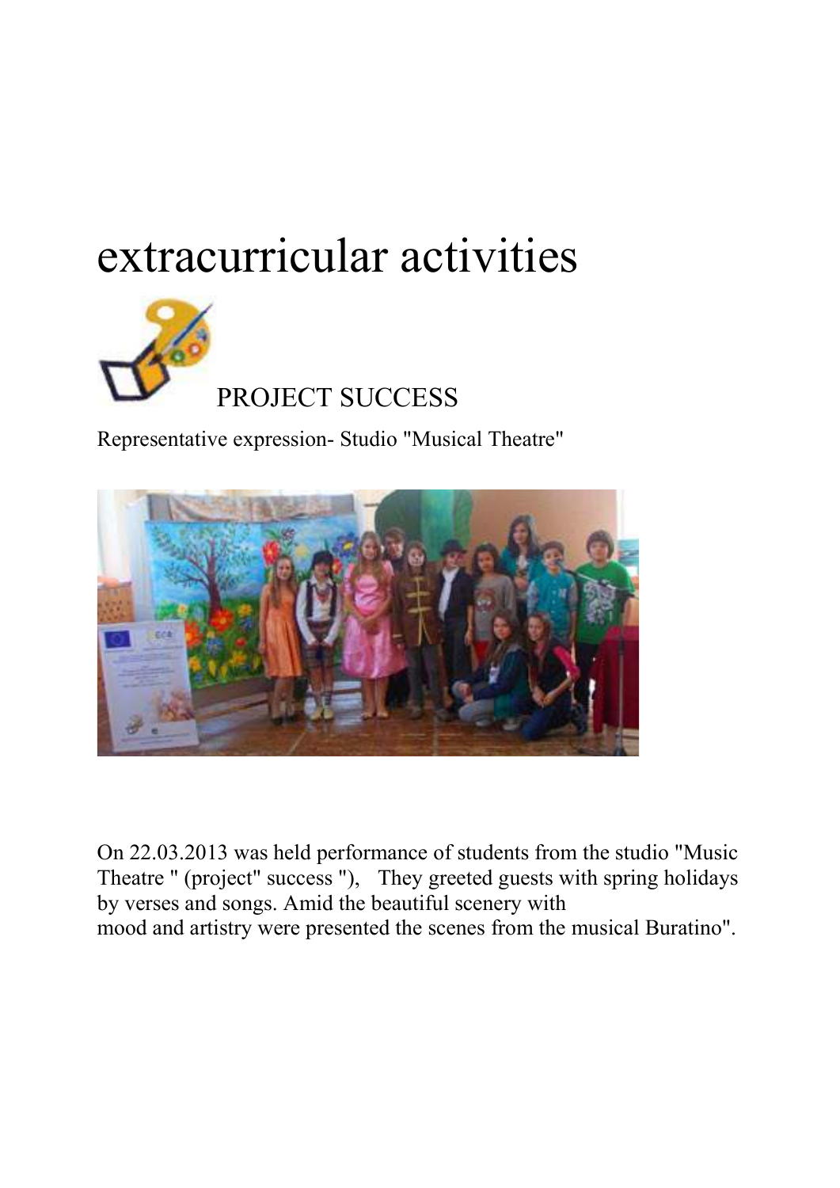# extracurricular activities

PROJECT SUCCESS

Representative expression- Studio "Musical Theatre"

On 22.03.2013 was held performance of students from the studio "Music Theatre " (project" success "), They greeted guests with spring holidays by verses and songs. Amid the beautiful scenery with mood and artistry were presented the scenes from the musical Buratino".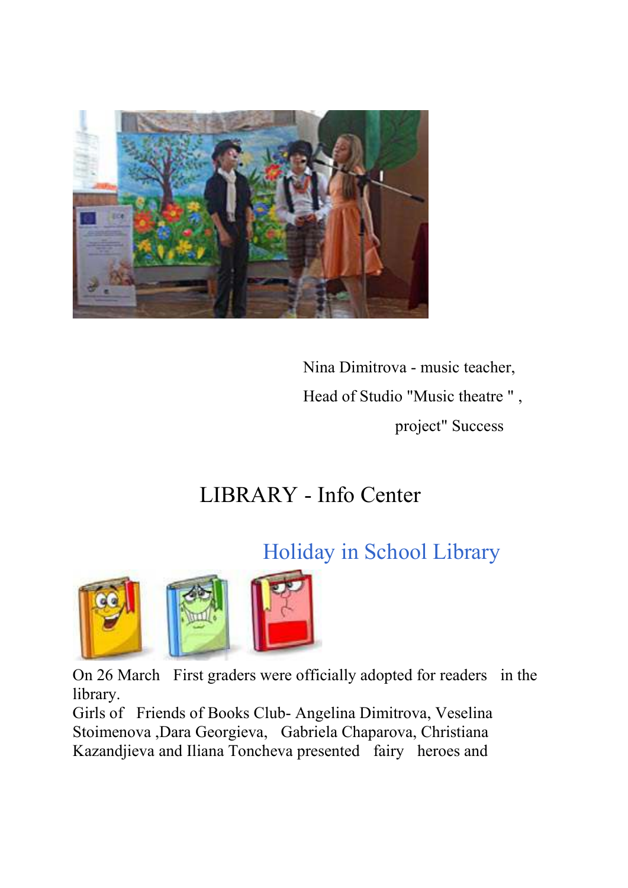Nina Dimitrova - music teacher,

Head of Studio "Music theatre " ,

project" Success

# LIBRARY - Info Center

## Holiday in School Library

On 26 March First graders were officially adopted for readers in the library.

Girls of Friends of Books Club- Angelina Dimitrova, Veselina Stoimenova ,Dara Georgieva, Gabriela Chaparova, Christiana Kazandjieva and Iliana Toncheva presented fairy heroes and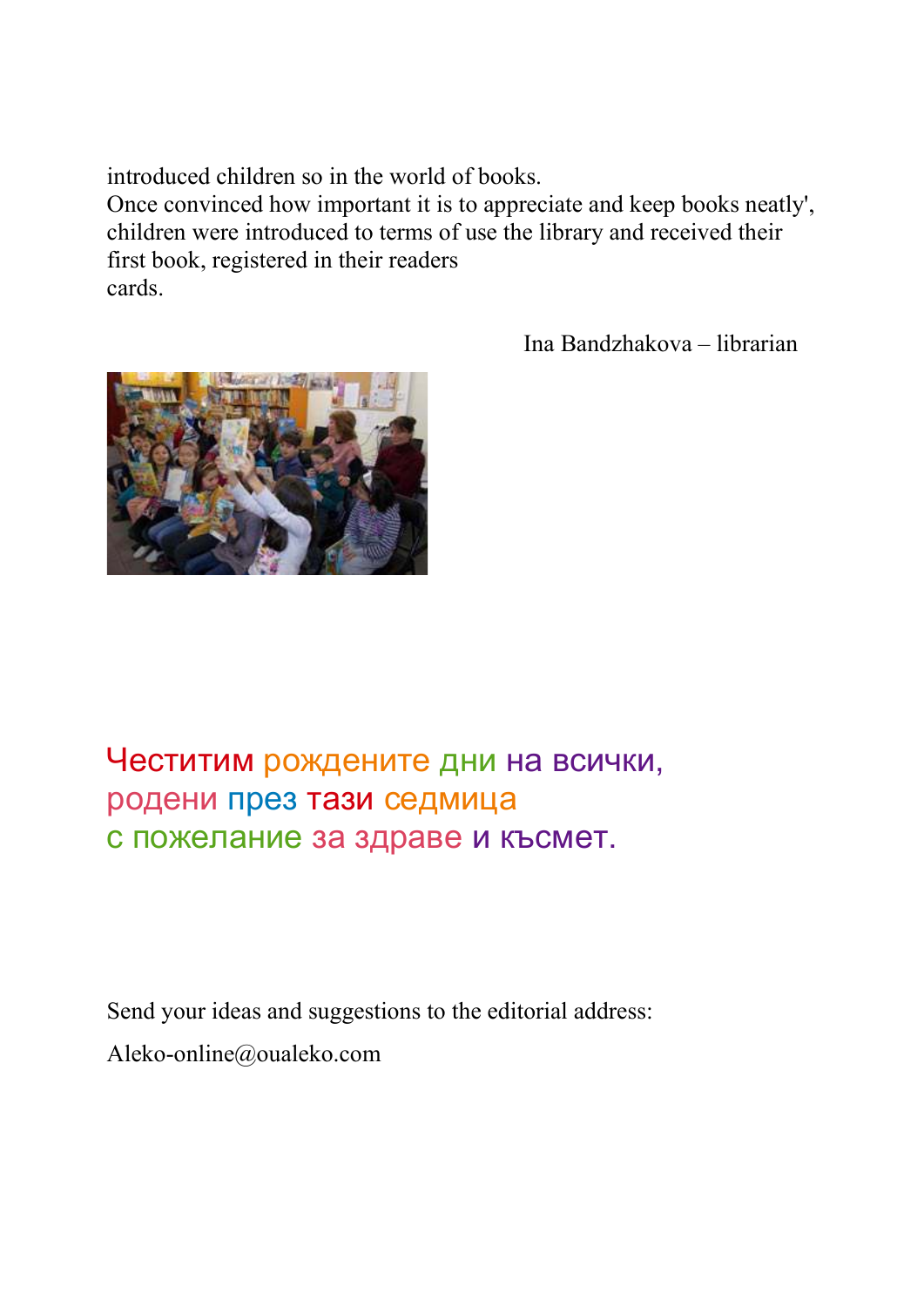introduced children so in the world of books.
Once convinced how important it is to appreciate and keep books neatly',
children were introduced to terms of use the library and received their
first book, registered in their readers
cards.

Ina Bandzhakova – librarian

Честитим рождените дни на всички,
родени през тази седмица
с пожелание за здраве и късмет.

Send your ideas and suggestions to the editorial address:

Aleko-online@oualeko.com